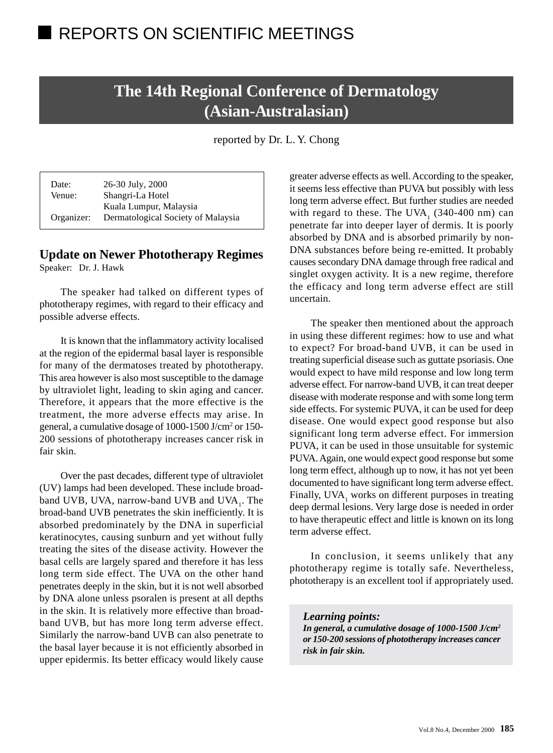# REPORTS ON SCIENTIFIC MEETINGS

## The 14th Regional Conference of Dermatology (Asian-Australasian)

reported by Dr. L. Y. Chong

| | |
|---|---|
| Date: | 26-30 July, 2000 |
| Venue: | Shangri-La Hotel<br>Kuala Lumpur, Malaysia |
| Organizer: | Dermatological Society of Malaysia |

### Update on Newer Phototherapy Regimes

Speaker: Dr. J. Hawk

The speaker had talked on different types of phototherapy regimes, with regard to their efficacy and possible adverse effects.

It is known that the inflammatory activity localised at the region of the epidermal basal layer is responsible for many of the dermatoses treated by phototherapy. This area however is also most susceptible to the damage by ultraviolet light, leading to skin aging and cancer. Therefore, it appears that the more effective is the treatment, the more adverse effects may arise. In general, a cumulative dosage of 1000-1500 J/cm$^2$ or 150-200 sessions of phototherapy increases cancer risk in fair skin.

Over the past decades, different type of ultraviolet (UV) lamps had been developed. These include broad-band UVB, UVA, narrow-band UVB and UVA$_1$. The broad-band UVB penetrates the skin inefficiently. It is absorbed predominately by the DNA in superficial keratinocytes, causing sunburn and yet without fully treating the sites of the disease activity. However the basal cells are largely spared and therefore it has less long term side effect. The UVA on the other hand penetrates deeply in the skin, but it is not well absorbed by DNA alone unless psoralen is present at all depths in the skin. It is relatively more effective than broad-band UVB, but has more long term adverse effect. Similarly the narrow-band UVB can also penetrate to the basal layer because it is not efficiently absorbed in upper epidermis. Its better efficacy would likely cause greater adverse effects as well. According to the speaker, it seems less effective than PUVA but possibly with less long term adverse effect. But further studies are needed with regard to these. The UVA$_1$ (340-400 nm) can penetrate far into deeper layer of dermis. It is poorly absorbed by DNA and is absorbed primarily by non-DNA substances before being re-emitted. It probably causes secondary DNA damage through free radical and singlet oxygen activity. It is a new regime, therefore the efficacy and long term adverse effect are still uncertain.

The speaker then mentioned about the approach in using these different regimes: how to use and what to expect? For broad-band UVB, it can be used in treating superficial disease such as guttate psoriasis. One would expect to have mild response and low long term adverse effect. For narrow-band UVB, it can treat deeper disease with moderate response and with some long term side effects. For systemic PUVA, it can be used for deep disease. One would expect good response but also significant long term adverse effect. For immersion PUVA, it can be used in those unsuitable for systemic PUVA. Again, one would expect good response but some long term effect, although up to now, it has not yet been documented to have significant long term adverse effect. Finally, UVA$_1$ works on different purposes in treating deep dermal lesions. Very large dose is needed in order to have therapeutic effect and little is known on its long term adverse effect.

In conclusion, it seems unlikely that any phototherapy regime is totally safe. Nevertheless, phototherapy is an excellent tool if appropriately used.

> ***Learning points:***
> ***In general, a cumulative dosage of 1000-1500 J/cm$^2$ or 150-200 sessions of phototherapy increases cancer risk in fair skin.***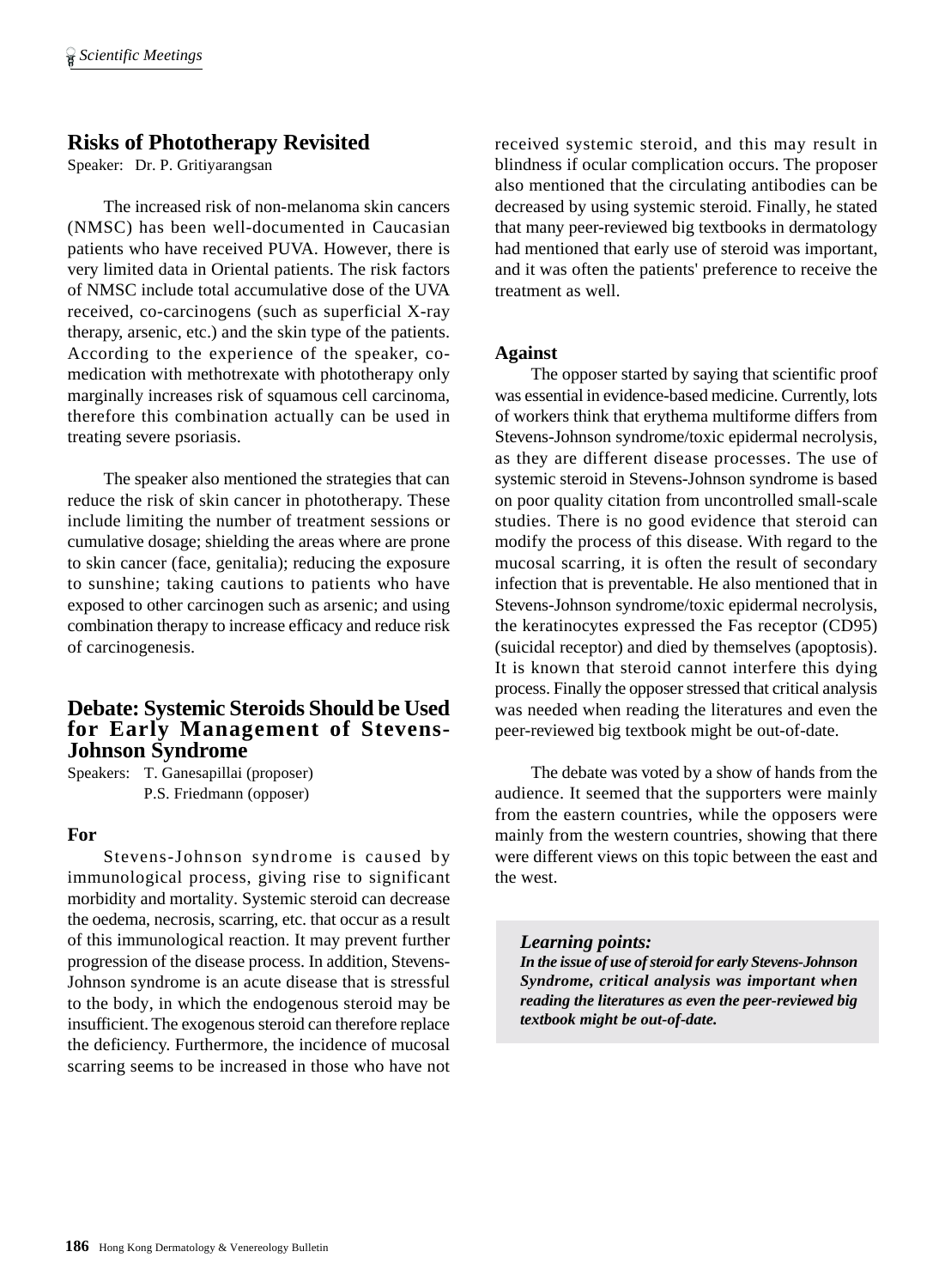## Risks of Phototherapy Revisited

Speaker: Dr. P. Gritiyarangsan

The increased risk of non-melanoma skin cancers (NMSC) has been well-documented in Caucasian patients who have received PUVA. However, there is very limited data in Oriental patients. The risk factors of NMSC include total accumulative dose of the UVA received, co-carcinogens (such as superficial X-ray therapy, arsenic, etc.) and the skin type of the patients. According to the experience of the speaker, co-medication with methotrexate with phototherapy only marginally increases risk of squamous cell carcinoma, therefore this combination actually can be used in treating severe psoriasis.

The speaker also mentioned the strategies that can reduce the risk of skin cancer in phototherapy. These include limiting the number of treatment sessions or cumulative dosage; shielding the areas where are prone to skin cancer (face, genitalia); reducing the exposure to sunshine; taking cautions to patients who have exposed to other carcinogen such as arsenic; and using combination therapy to increase efficacy and reduce risk of carcinogenesis.

## Debate: Systemic Steroids Should be Used for Early Management of Stevens-Johnson Syndrome

Speakers: T. Ganesapillai (proposer)
P.S. Friedmann (opposer)

### For

Stevens-Johnson syndrome is caused by immunological process, giving rise to significant morbidity and mortality. Systemic steroid can decrease the oedema, necrosis, scarring, etc. that occur as a result of this immunological reaction. It may prevent further progression of the disease process. In addition, Stevens-Johnson syndrome is an acute disease that is stressful to the body, in which the endogenous steroid may be insufficient. The exogenous steroid can therefore replace the deficiency. Furthermore, the incidence of mucosal scarring seems to be increased in those who have not received systemic steroid, and this may result in blindness if ocular complication occurs. The proposer also mentioned that the circulating antibodies can be decreased by using systemic steroid. Finally, he stated that many peer-reviewed big textbooks in dermatology had mentioned that early use of steroid was important, and it was often the patients' preference to receive the treatment as well.

### Against

The opposer started by saying that scientific proof was essential in evidence-based medicine. Currently, lots of workers think that erythema multiforme differs from Stevens-Johnson syndrome/toxic epidermal necrolysis, as they are different disease processes. The use of systemic steroid in Stevens-Johnson syndrome is based on poor quality citation from uncontrolled small-scale studies. There is no good evidence that steroid can modify the process of this disease. With regard to the mucosal scarring, it is often the result of secondary infection that is preventable. He also mentioned that in Stevens-Johnson syndrome/toxic epidermal necrolysis, the keratinocytes expressed the Fas receptor (CD95) (suicidal receptor) and died by themselves (apoptosis). It is known that steroid cannot interfere this dying process. Finally the opposer stressed that critical analysis was needed when reading the literatures and even the peer-reviewed big textbook might be out-of-date.

The debate was voted by a show of hands from the audience. It seemed that the supporters were mainly from the eastern countries, while the opposers were mainly from the western countries, showing that there were different views on this topic between the east and the west.

> ***Learning points:***
> ***In the issue of use of steroid for early Stevens-Johnson Syndrome, critical analysis was important when reading the literatures as even the peer-reviewed big textbook might be out-of-date.***